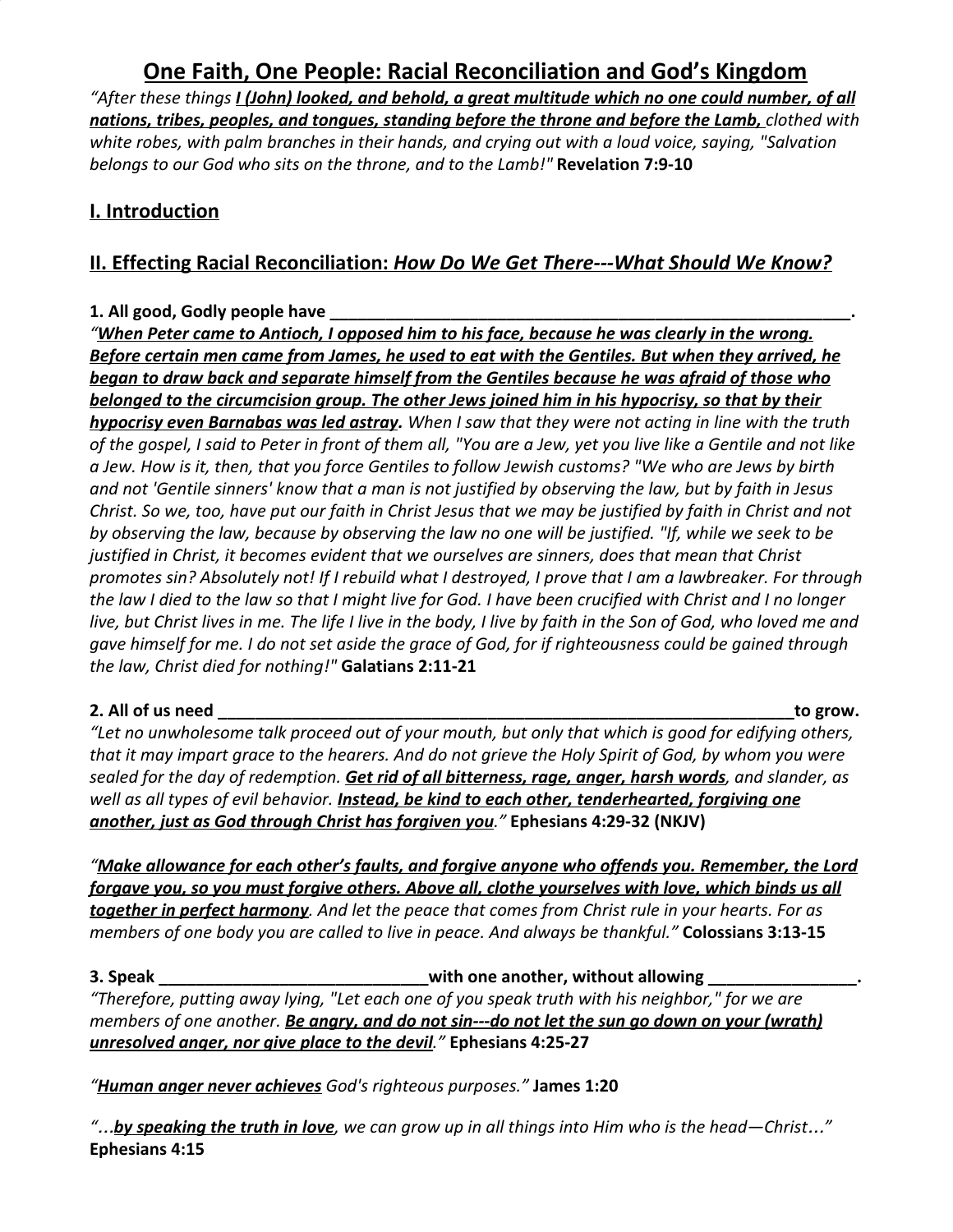# <u>One Faith, One People: Racial Reconciliation and God's Kingdom</u>

*"After these things <u>**I (John) looked, and behold, a great multitude which no one could number, of all nations, tribes, peoples, and tongues, standing before the throne and before the Lamb,**</u> clothed with white robes, with palm branches in their hands, and crying out with a loud voice, saying, "Salvation belongs to our God who sits on the throne, and to the Lamb!"* **Revelation 7:9-10**

## <u>I. Introduction</u>

## <u>II. Effecting Racial Reconciliation: *How Do We Get There---What Should We Know?*</u>

**1. All good, Godly people have \_\_\_\_\_\_\_\_\_\_\_\_\_\_\_\_\_\_\_\_\_\_\_\_\_\_\_\_\_\_\_\_\_\_\_\_\_\_\_\_\_\_\_\_\_\_\_\_\_\_\_\_\_\_\_\_\_\_\_\_.**

*"<u>**When Peter came to Antioch, I opposed him to his face, because he was clearly in the wrong. Before certain men came from James, he used to eat with the Gentiles. But when they arrived, he began to draw back and separate himself from the Gentiles because he was afraid of those who belonged to the circumcision group. The other Jews joined him in his hypocrisy, so that by their hypocrisy even Barnabas was led astray.**</u> When I saw that they were not acting in line with the truth of the gospel, I said to Peter in front of them all, "You are a Jew, yet you live like a Gentile and not like a Jew. How is it, then, that you force Gentiles to follow Jewish customs? "We who are Jews by birth and not 'Gentile sinners' know that a man is not justified by observing the law, but by faith in Jesus Christ. So we, too, have put our faith in Christ Jesus that we may be justified by faith in Christ and not by observing the law, because by observing the law no one will be justified. "If, while we seek to be justified in Christ, it becomes evident that we ourselves are sinners, does that mean that Christ promotes sin? Absolutely not! If I rebuild what I destroyed, I prove that I am a lawbreaker. For through the law I died to the law so that I might live for God. I have been crucified with Christ and I no longer live, but Christ lives in me. The life I live in the body, I live by faith in the Son of God, who loved me and gave himself for me. I do not set aside the grace of God, for if righteousness could be gained through the law, Christ died for nothing!"* **Galatians 2:11-21**

**2. All of us need \_\_\_\_\_\_\_\_\_\_\_\_\_\_\_\_\_\_\_\_\_\_\_\_\_\_\_\_\_\_\_\_\_\_\_\_\_\_\_\_\_\_\_\_\_\_\_\_\_\_\_\_\_\_\_\_\_\_\_\_\_\_\_\_to grow.**

*"Let no unwholesome talk proceed out of your mouth, but only that which is good for edifying others, that it may impart grace to the hearers. And do not grieve the Holy Spirit of God, by whom you were sealed for the day of redemption. <u>**Get rid of all bitterness, rage, anger, harsh words**</u>, and slander, as well as all types of evil behavior. <u>**Instead, be kind to each other, tenderhearted, forgiving one another, just as God through Christ has forgiven you**</u>."* **Ephesians 4:29-32 (NKJV)**

*"<u>**Make allowance for each other's faults, and forgive anyone who offends you. Remember, the Lord forgave you, so you must forgive others. Above all, clothe yourselves with love, which binds us all together in perfect harmony**</u>. And let the peace that comes from Christ rule in your hearts. For as members of one body you are called to live in peace. And always be thankful."* **Colossians 3:13-15**

**3. Speak \_\_\_\_\_\_\_\_\_\_\_\_\_\_\_\_\_\_\_\_\_\_\_\_\_\_\_\_\_\_with one another, without allowing \_\_\_\_\_\_\_\_\_\_\_\_\_\_\_\_.**

*"Therefore, putting away lying, "Let each one of you speak truth with his neighbor," for we are members of one another. <u>**Be angry, and do not sin---do not let the sun go down on your (wrath) unresolved anger, nor give place to the devil**</u>."* **Ephesians 4:25-27**

*"<u>**Human anger never achieves**</u> God's righteous purposes."* **James 1:20**

*"…<u>**by speaking the truth in love**</u>, we can grow up in all things into Him who is the head—Christ…"* **Ephesians 4:15**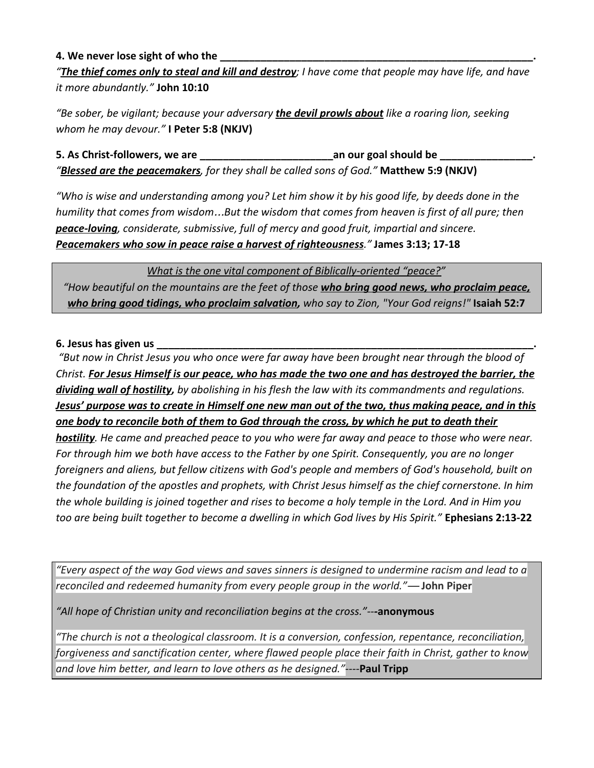**4. We never lose sight of who the \_\_\_\_\_\_\_\_\_\_\_\_\_\_\_\_\_\_\_\_\_\_\_\_\_\_\_\_\_\_\_\_\_\_\_\_\_\_\_\_\_\_\_\_\_\_\_\_\_\_\_\_\_\_\_\_\_.**

*"<u>**The thief comes only to steal and kill and destroy**</u>; I have come that people may have life, and have it more abundantly."* **John 10:10**

*"Be sober, be vigilant; because your adversary <u>**the devil prowls about**</u> like a roaring lion, seeking whom he may devour."* **I Peter 5:8 (NKJV)**

**5. As Christ-followers, we are \_\_\_\_\_\_\_\_\_\_\_\_\_\_\_\_\_\_\_\_\_\_\_an our goal should be \_\_\_\_\_\_\_\_\_\_\_\_\_\_\_\_.**

*"<u>**Blessed are the peacemakers**</u>, for they shall be called sons of God."* **Matthew 5:9 (NKJV)**

*"Who is wise and understanding among you? Let him show it by his good life, by deeds done in the humility that comes from wisdom…But the wisdom that comes from heaven is first of all pure; then <u>**peace-loving**</u>, considerate, submissive, full of mercy and good fruit, impartial and sincere. <u>**Peacemakers who sow in peace raise a harvest of righteousness**</u>."* **James 3:13; 17-18**

> *<u>What is the one vital component of Biblically-oriented "peace?"</u>*
>
> *"How beautiful on the mountains are the feet of those <u>**who bring good news, who proclaim peace, who bring good tidings, who proclaim salvation,**</u> who say to Zion, "Your God reigns!"* **Isaiah 52:7**

**6. Jesus has given us \_\_\_\_\_\_\_\_\_\_\_\_\_\_\_\_\_\_\_\_\_\_\_\_\_\_\_\_\_\_\_\_\_\_\_\_\_\_\_\_\_\_\_\_\_\_\_\_\_\_\_\_\_\_\_\_\_\_\_\_\_\_\_\_\_\_\_\_.**

*"But now in Christ Jesus you who once were far away have been brought near through the blood of Christ. <u>**For Jesus Himself is our peace, who has made the two one and has destroyed the barrier, the dividing wall of hostility,**</u> by abolishing in his flesh the law with its commandments and regulations. <u>**Jesus' purpose was to create in Himself one new man out of the two, thus making peace, and in this one body to reconcile both of them to God through the cross, by which he put to death their hostility**</u>. He came and preached peace to you who were far away and peace to those who were near. For through him we both have access to the Father by one Spirit. Consequently, you are no longer foreigners and aliens, but fellow citizens with God's people and members of God's household, built on the foundation of the apostles and prophets, with Christ Jesus himself as the chief cornerstone. In him the whole building is joined together and rises to become a holy temple in the Lord. And in Him you too are being built together to become a dwelling in which God lives by His Spirit."* **Ephesians 2:13-22**

> *"Every aspect of the way God views and saves sinners is designed to undermine racism and lead to a reconciled and redeemed humanity from every people group in the world."*— **John Piper**
>
> *"All hope of Christian unity and reconciliation begins at the cross."*---**anonymous**
>
> *"The church is not a theological classroom. It is a conversion, confession, repentance, reconciliation, forgiveness and sanctification center, where flawed people place their faith in Christ, gather to know and love him better, and learn to love others as he designed."*----**Paul Tripp**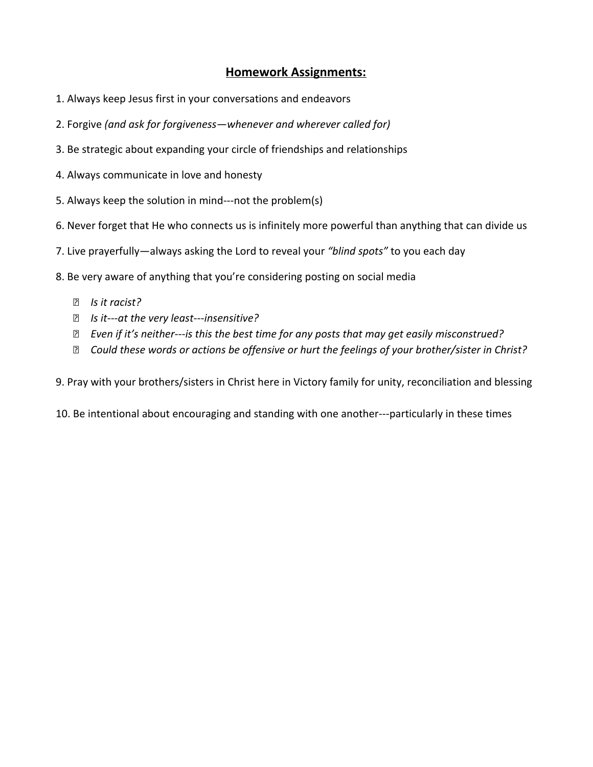## **Homework Assignments:**

1. Always keep Jesus first in your conversations and endeavors

2. Forgive *(and ask for forgiveness—whenever and wherever called for)*

3. Be strategic about expanding your circle of friendships and relationships

4. Always communicate in love and honesty

5. Always keep the solution in mind---not the problem(s)

6. Never forget that He who connects us is infinitely more powerful than anything that can divide us

7. Live prayerfully—always asking the Lord to reveal your *"blind spots"* to you each day

8. Be very aware of anything that you're considering posting on social media

   - *Is it racist?*
   - *Is it---at the very least---insensitive?*
   - *Even if it's neither---is this the best time for any posts that may get easily misconstrued?*
   - *Could these words or actions be offensive or hurt the feelings of your brother/sister in Christ?*

9. Pray with your brothers/sisters in Christ here in Victory family for unity, reconciliation and blessing

10. Be intentional about encouraging and standing with one another---particularly in these times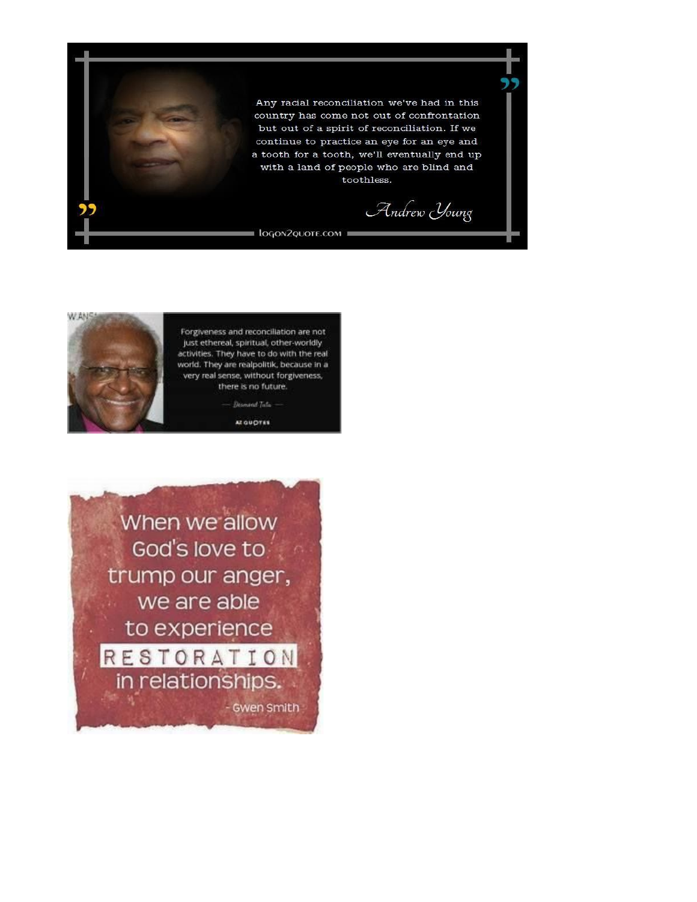Any racial reconciliation we've had in this country has come not out of confrontation but out of a spirit of reconciliation. If we continue to practice an eye for an eye and a tooth for a tooth, we'll eventually end up with a land of people who are blind and toothless.

*Andrew Young*

logon2quote.com

Forgiveness and reconciliation are not just ethereal, spiritual, other-worldly activities. They have to do with the real world. They are realpolitik, because in a very real sense, without forgiveness, there is no future.

— Desmond Tutu —

AZ QUOTES

When we allow God's love to trump our anger, we are able to experience RESTORATION in relationships.

- Gwen Smith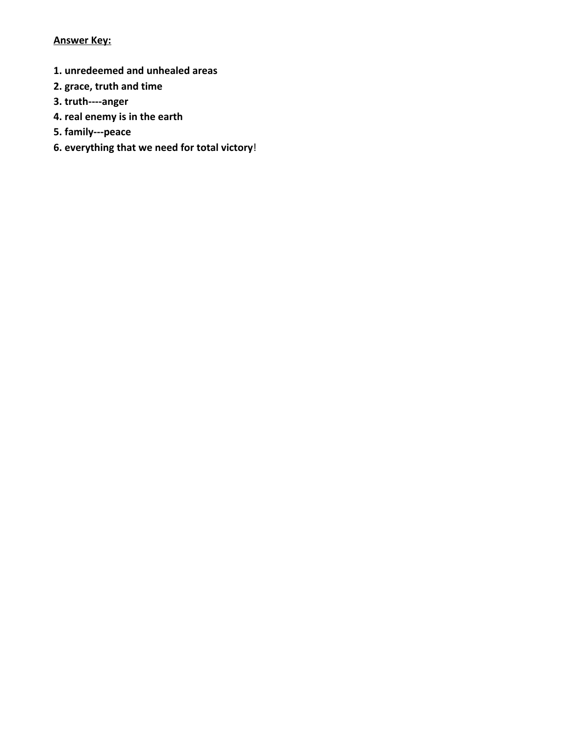**Answer Key:**

1. **unredeemed and unhealed areas**
2. **grace, truth and time**
3. **truth----anger**
4. **real enemy is in the earth**
5. **family---peace**
6. **everything that we need for total victory**!